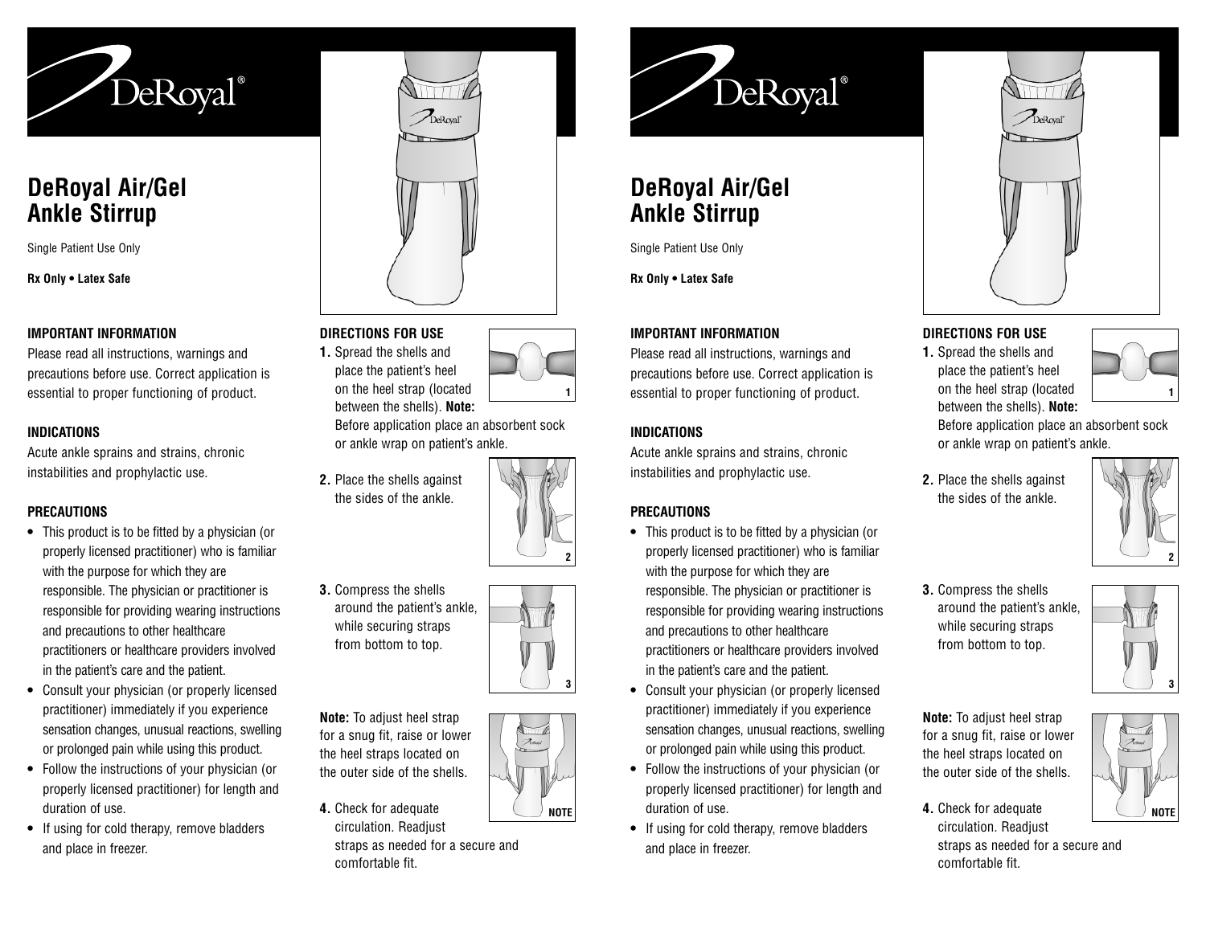# DeRoyal Air/Gel Ankle Stirrup

Single Patient Use Only

**Rx Only • Latex Safe**

### IMPORTANT INFORMATION

Please read all instructions, warnings and precautions before use. Correct application is essential to proper functioning of product.

### INDICATIONS

Acute ankle sprains and strains, chronic instabilities and prophylactic use.

### PRECAUTIONS

- This product is to be fitted by a physician (or properly licensed practitioner) who is familiar with the purpose for which they are responsible. The physician or practitioner is responsible for providing wearing instructions and precautions to other healthcare practitioners or healthcare providers involved in the patient's care and the patient.
- Consult your physician (or properly licensed practitioner) immediately if you experience sensation changes, unusual reactions, swelling or prolonged pain while using this product.
- Follow the instructions of your physician (or properly licensed practitioner) for length and duration of use.
- If using for cold therapy, remove bladders and place in freezer.

### DIRECTIONS FOR USE

1. Spread the shells and place the patient's heel on the heel strap (located between the shells). **Note:** Before application place an absorbent sock or ankle wrap on patient's ankle.
2. Place the shells against the sides of the ankle.
3. Compress the shells around the patient's ankle, while securing straps from bottom to top.

**Note:** To adjust heel strap for a snug fit, raise or lower the heel straps located on the outer side of the shells.

4. Check for adequate circulation. Readjust straps as needed for a secure and comfortable fit.

# DeRoyal Air/Gel Ankle Stirrup

Single Patient Use Only

**Rx Only • Latex Safe**

### IMPORTANT INFORMATION

Please read all instructions, warnings and precautions before use. Correct application is essential to proper functioning of product.

### INDICATIONS

Acute ankle sprains and strains, chronic instabilities and prophylactic use.

### PRECAUTIONS

- This product is to be fitted by a physician (or properly licensed practitioner) who is familiar with the purpose for which they are responsible. The physician or practitioner is responsible for providing wearing instructions and precautions to other healthcare practitioners or healthcare providers involved in the patient's care and the patient.
- Consult your physician (or properly licensed practitioner) immediately if you experience sensation changes, unusual reactions, swelling or prolonged pain while using this product.
- Follow the instructions of your physician (or properly licensed practitioner) for length and duration of use.
- If using for cold therapy, remove bladders and place in freezer.

### DIRECTIONS FOR USE

1. Spread the shells and place the patient's heel on the heel strap (located between the shells). **Note:** Before application place an absorbent sock or ankle wrap on patient's ankle.
2. Place the shells against the sides of the ankle.
3. Compress the shells around the patient's ankle, while securing straps from bottom to top.

**Note:** To adjust heel strap for a snug fit, raise or lower the heel straps located on the outer side of the shells.

4. Check for adequate circulation. Readjust straps as needed for a secure and comfortable fit.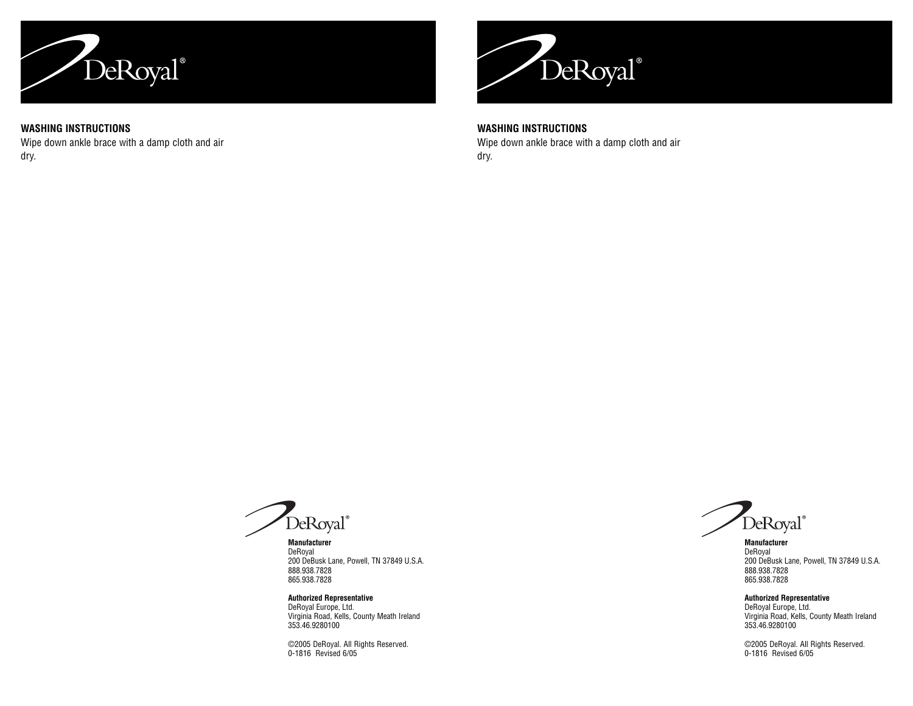DeRoyal®

**WASHING INSTRUCTIONS**

Wipe down ankle brace with a damp cloth and air dry.

DeRoyal®

**Manufacturer**
DeRoyal
200 DeBusk Lane, Powell, TN 37849 U.S.A.
888.938.7828
865.938.7828

**Authorized Representative**
DeRoyal Europe, Ltd.
Virginia Road, Kells, County Meath Ireland
353.46.9280100

©2005 DeRoyal. All Rights Reserved.
0-1816 Revised 6/05

DeRoyal®

**WASHING INSTRUCTIONS**

Wipe down ankle brace with a damp cloth and air dry.

DeRoyal®

**Manufacturer**
DeRoyal
200 DeBusk Lane, Powell, TN 37849 U.S.A.
888.938.7828
865.938.7828

**Authorized Representative**
DeRoyal Europe, Ltd.
Virginia Road, Kells, County Meath Ireland
353.46.9280100

©2005 DeRoyal. All Rights Reserved.
0-1816 Revised 6/05